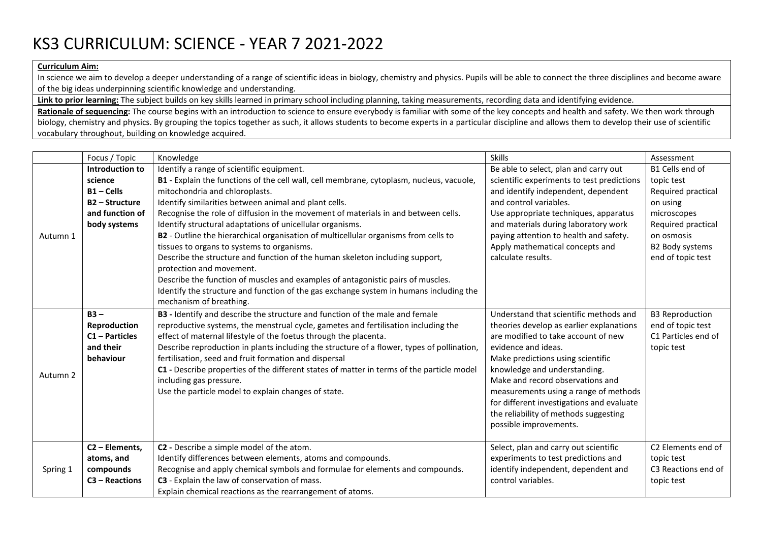# KS3 CURRICULUM: SCIENCE - YEAR 7 2021-2022

**Curriculum Aim:**
In science we aim to develop a deeper understanding of a range of scientific ideas in biology, chemistry and physics. Pupils will be able to connect the three disciplines and become aware of the big ideas underpinning scientific knowledge and understanding.

**Link to prior learning:** The subject builds on key skills learned in primary school including planning, taking measurements, recording data and identifying evidence.

**Rationale of sequencing:** The course begins with an introduction to science to ensure everybody is familiar with some of the key concepts and health and safety. We then work through biology, chemistry and physics. By grouping the topics together as such, it allows students to become experts in a particular discipline and allows them to develop their use of scientific vocabulary throughout, building on knowledge acquired.

| | Focus / Topic | Knowledge | Skills | Assessment |
|---|---|---|---|---|
| Autumn 1 | **Introduction to science**<br>**B1 – Cells**<br>**B2 – Structure and function of body systems** | Identify a range of scientific equipment.<br>**B1** - Explain the functions of the cell wall, cell membrane, cytoplasm, nucleus, vacuole, mitochondria and chloroplasts.<br>Identify similarities between animal and plant cells.<br>Recognise the role of diffusion in the movement of materials in and between cells.<br>Identify structural adaptations of unicellular organisms.<br>**B2** - Outline the hierarchical organisation of multicellular organisms from cells to tissues to organs to systems to organisms.<br>Describe the structure and function of the human skeleton including support, protection and movement.<br>Describe the function of muscles and examples of antagonistic pairs of muscles.<br>Identify the structure and function of the gas exchange system in humans including the mechanism of breathing. | Be able to select, plan and carry out scientific experiments to test predictions and identify independent, dependent and control variables.<br>Use appropriate techniques, apparatus and materials during laboratory work paying attention to health and safety.<br>Apply mathematical concepts and calculate results. | B1 Cells end of topic test<br>Required practical on using microscopes<br>Required practical on osmosis<br>B2 Body systems end of topic test |
| Autumn 2 | **B3 – Reproduction**<br>**C1 – Particles and their behaviour** | **B3 -** Identify and describe the structure and function of the male and female reproductive systems, the menstrual cycle, gametes and fertilisation including the effect of maternal lifestyle of the foetus through the placenta.<br>Describe reproduction in plants including the structure of a flower, types of pollination, fertilisation, seed and fruit formation and dispersal<br>**C1 -** Describe properties of the different states of matter in terms of the particle model including gas pressure.<br>Use the particle model to explain changes of state. | Understand that scientific methods and theories develop as earlier explanations are modified to take account of new evidence and ideas.<br>Make predictions using scientific knowledge and understanding.<br>Make and record observations and measurements using a range of methods for different investigations and evaluate the reliability of methods suggesting possible improvements. | B3 Reproduction end of topic test<br>C1 Particles end of topic test |
| Spring 1 | **C2 – Elements, atoms, and compounds**<br>**C3 – Reactions** | **C2 -** Describe a simple model of the atom.<br>Identify differences between elements, atoms and compounds.<br>Recognise and apply chemical symbols and formulae for elements and compounds.<br>**C3** - Explain the law of conservation of mass.<br>Explain chemical reactions as the rearrangement of atoms. | Select, plan and carry out scientific experiments to test predictions and identify independent, dependent and control variables. | C2 Elements end of topic test<br>C3 Reactions end of topic test |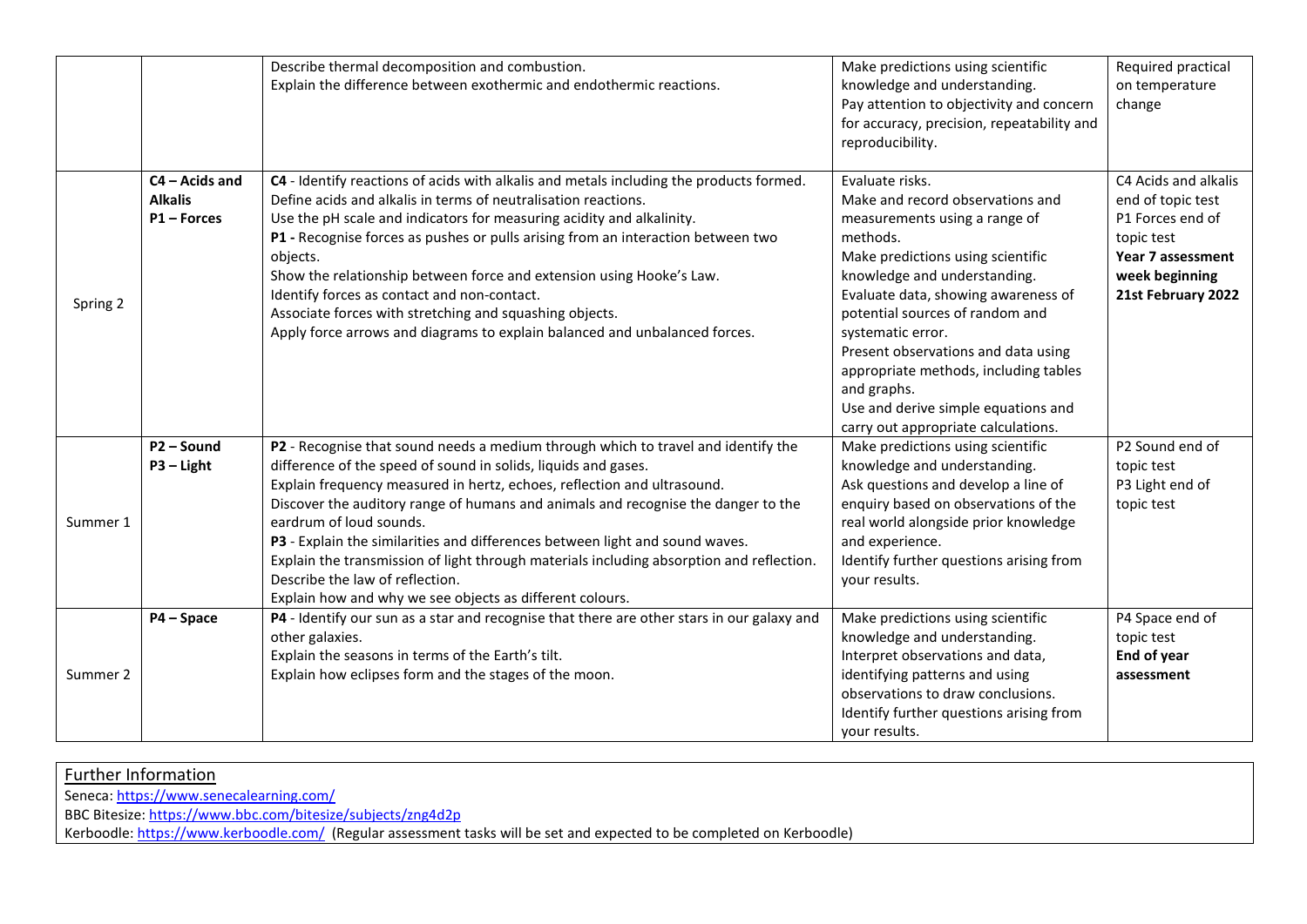| | | | | |
|---|---|---|---|---|
| | | Describe thermal decomposition and combustion.<br>Explain the difference between exothermic and endothermic reactions. | Make predictions using scientific knowledge and understanding.<br>Pay attention to objectivity and concern for accuracy, precision, repeatability and reproducibility. | Required practical on temperature change |
| Spring 2 | **C4 – Acids and Alkalis**<br>**P1 – Forces** | **C4** - Identify reactions of acids with alkalis and metals including the products formed.<br>Define acids and alkalis in terms of neutralisation reactions.<br>Use the pH scale and indicators for measuring acidity and alkalinity.<br>**P1 -** Recognise forces as pushes or pulls arising from an interaction between two objects.<br>Show the relationship between force and extension using Hooke's Law.<br>Identify forces as contact and non-contact.<br>Associate forces with stretching and squashing objects.<br>Apply force arrows and diagrams to explain balanced and unbalanced forces. | Evaluate risks.<br>Make and record observations and measurements using a range of methods.<br>Make predictions using scientific knowledge and understanding.<br>Evaluate data, showing awareness of potential sources of random and systematic error.<br>Present observations and data using appropriate methods, including tables and graphs.<br>Use and derive simple equations and carry out appropriate calculations. | C4 Acids and alkalis end of topic test<br>P1 Forces end of topic test<br>**Year 7 assessment week beginning 21st February 2022** |
| Summer 1 | **P2 – Sound**<br>**P3 – Light** | **P2** - Recognise that sound needs a medium through which to travel and identify the difference of the speed of sound in solids, liquids and gases.<br>Explain frequency measured in hertz, echoes, reflection and ultrasound.<br>Discover the auditory range of humans and animals and recognise the danger to the eardrum of loud sounds.<br>**P3** - Explain the similarities and differences between light and sound waves.<br>Explain the transmission of light through materials including absorption and reflection.<br>Describe the law of reflection.<br>Explain how and why we see objects as different colours. | Make predictions using scientific knowledge and understanding.<br>Ask questions and develop a line of enquiry based on observations of the real world alongside prior knowledge and experience.<br>Identify further questions arising from your results. | P2 Sound end of topic test<br>P3 Light end of topic test |
| Summer 2 | **P4 – Space** | **P4** - Identify our sun as a star and recognise that there are other stars in our galaxy and other galaxies.<br>Explain the seasons in terms of the Earth's tilt.<br>Explain how eclipses form and the stages of the moon. | Make predictions using scientific knowledge and understanding.<br>Interpret observations and data, identifying patterns and using observations to draw conclusions.<br>Identify further questions arising from your results. | P4 Space end of topic test<br>**End of year assessment** |

Further Information

Seneca: https://www.senecalearning.com/

BBC Bitesize: https://www.bbc.com/bitesize/subjects/zng4d2p

Kerboodle: https://www.kerboodle.com/ (Regular assessment tasks will be set and expected to be completed on Kerboodle)